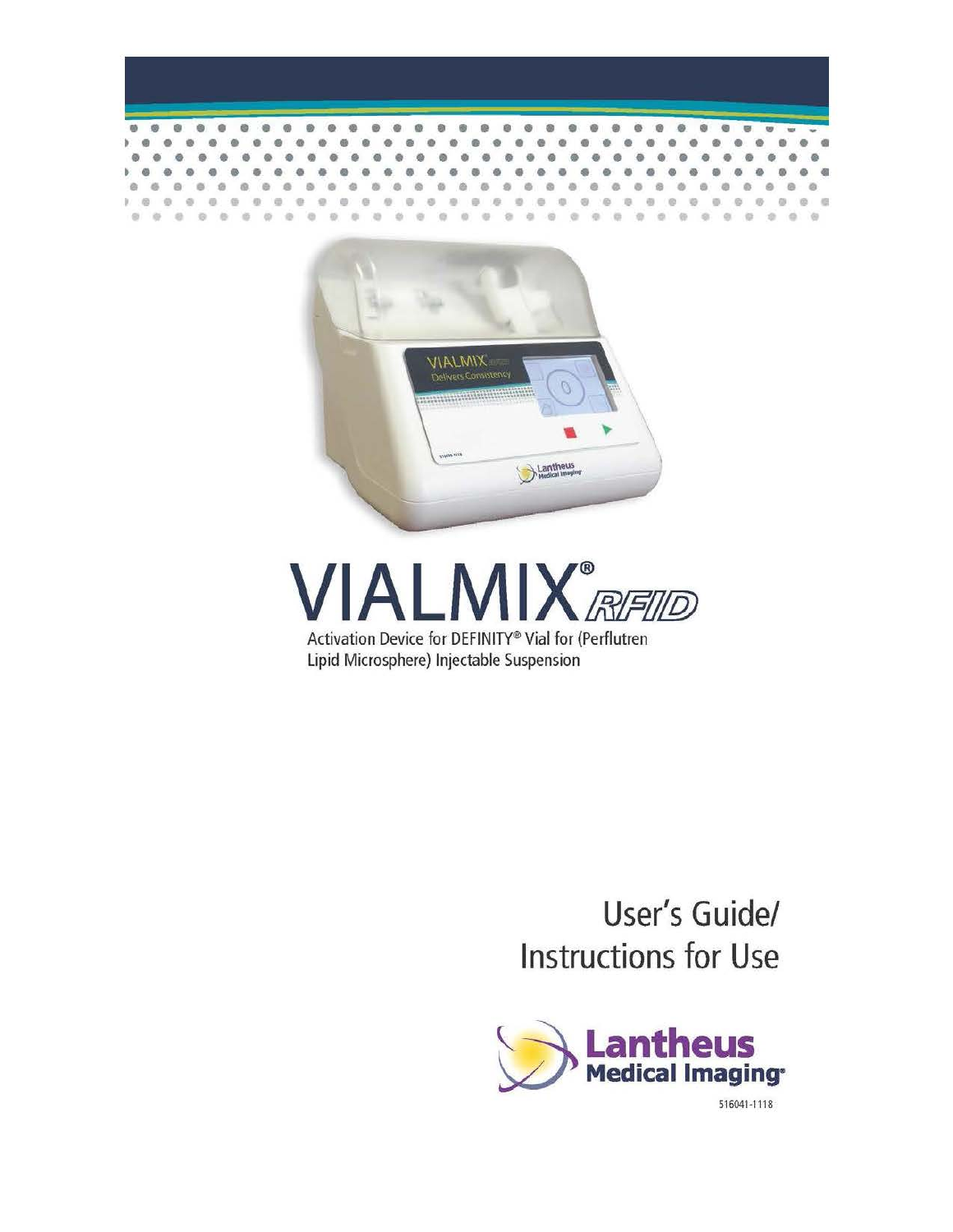# VIALMIX® *RFID*

Activation Device for DEFINITY® Vial for (Perflutren Lipid Microsphere) Injectable Suspension

## User's Guide/ Instructions for Use

Lantheus Medical Imaging®

516041-1118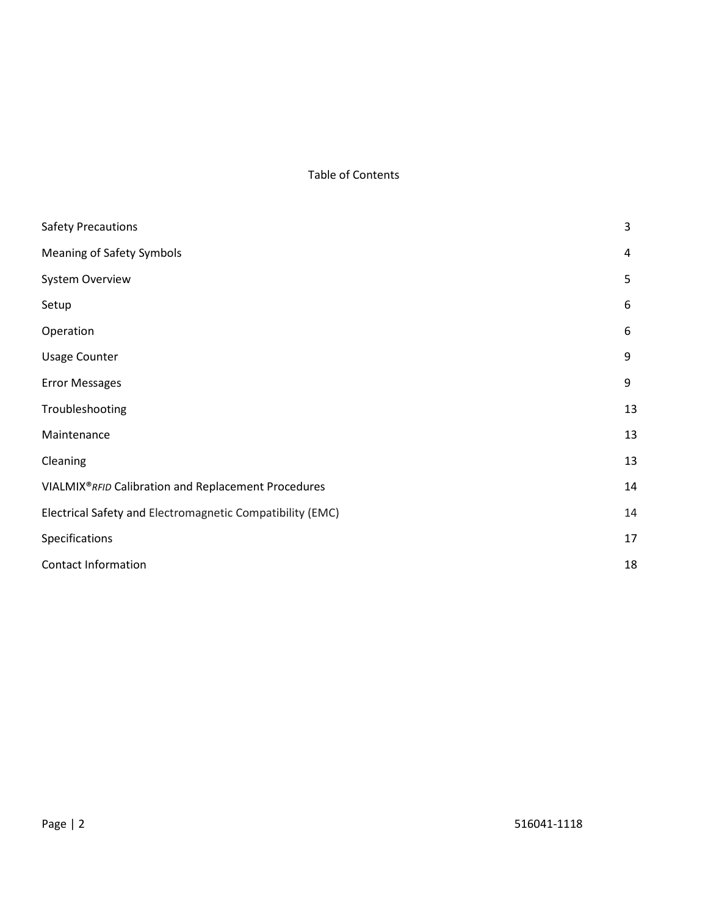# Table of Contents

| | |
|---|---|
| Safety Precautions | 3 |
| Meaning of Safety Symbols | 4 |
| System Overview | 5 |
| Setup | 6 |
| Operation | 6 |
| Usage Counter | 9 |
| Error Messages | 9 |
| Troubleshooting | 13 |
| Maintenance | 13 |
| Cleaning | 13 |
| VIALMIX®*RFID* Calibration and Replacement Procedures | 14 |
| Electrical Safety and Electromagnetic Compatibility (EMC) | 14 |
| Specifications | 17 |
| Contact Information | 18 |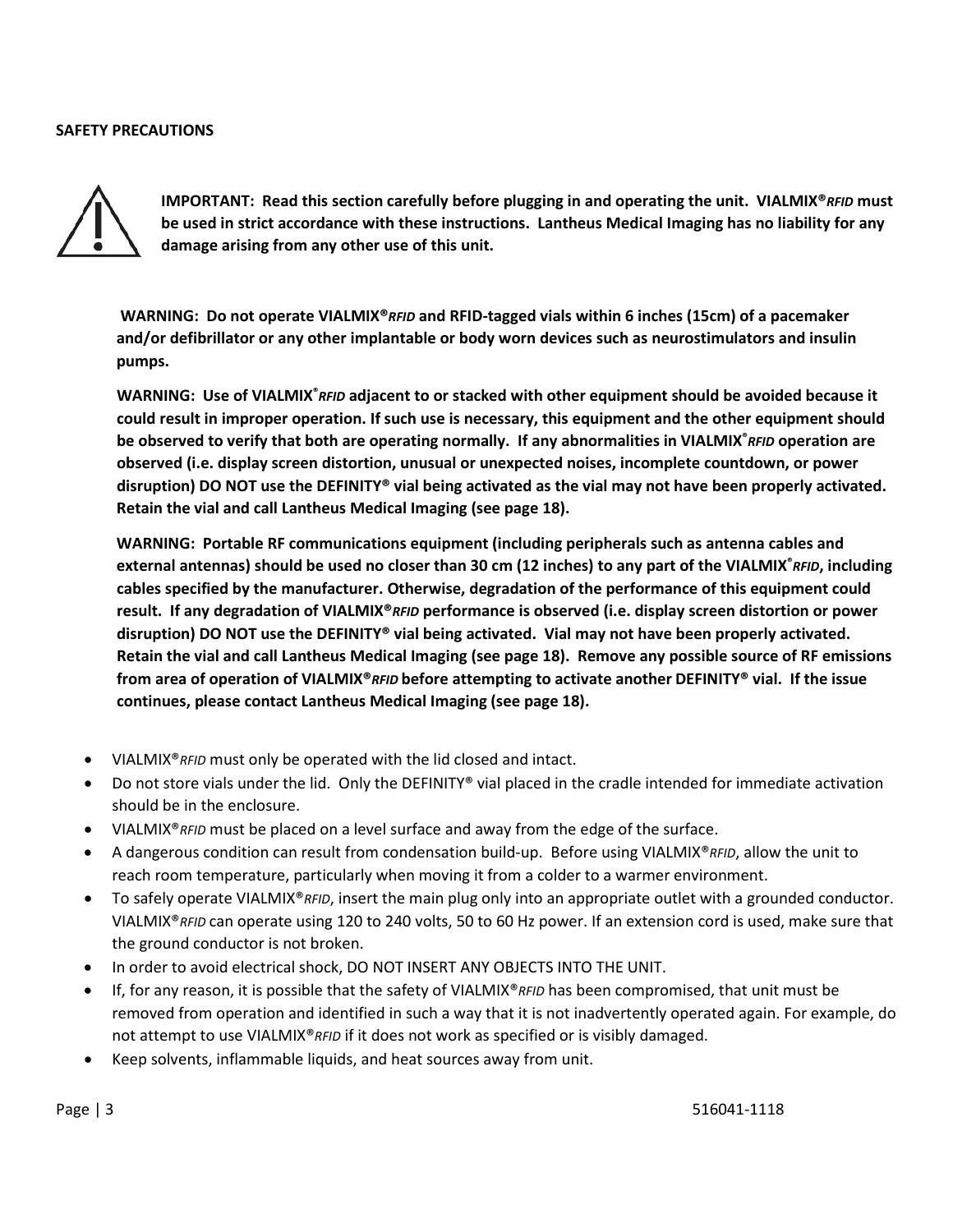**SAFETY PRECAUTIONS**

**IMPORTANT: Read this section carefully before plugging in and operating the unit. VIALMIX®*RFID* must be used in strict accordance with these instructions. Lantheus Medical Imaging has no liability for any damage arising from any other use of this unit.**

**WARNING: Do not operate VIALMIX®*RFID* and RFID-tagged vials within 6 inches (15cm) of a pacemaker and/or defibrillator or any other implantable or body worn devices such as neurostimulators and insulin pumps.**

**WARNING: Use of VIALMIX®*RFID* adjacent to or stacked with other equipment should be avoided because it could result in improper operation. If such use is necessary, this equipment and the other equipment should be observed to verify that both are operating normally. If any abnormalities in VIALMIX®*RFID* operation are observed (i.e. display screen distortion, unusual or unexpected noises, incomplete countdown, or power disruption) DO NOT use the DEFINITY® vial being activated as the vial may not have been properly activated. Retain the vial and call Lantheus Medical Imaging (see page 18).**

**WARNING: Portable RF communications equipment (including peripherals such as antenna cables and external antennas) should be used no closer than 30 cm (12 inches) to any part of the VIALMIX®*RFID*, including cables specified by the manufacturer. Otherwise, degradation of the performance of this equipment could result. If any degradation of VIALMIX®*RFID* performance is observed (i.e. display screen distortion or power disruption) DO NOT use the DEFINITY® vial being activated. Vial may not have been properly activated. Retain the vial and call Lantheus Medical Imaging (see page 18). Remove any possible source of RF emissions from area of operation of VIALMIX®*RFID* before attempting to activate another DEFINITY® vial. If the issue continues, please contact Lantheus Medical Imaging (see page 18).**

- VIALMIX®*RFID* must only be operated with the lid closed and intact.
- Do not store vials under the lid. Only the DEFINITY® vial placed in the cradle intended for immediate activation should be in the enclosure.
- VIALMIX®*RFID* must be placed on a level surface and away from the edge of the surface.
- A dangerous condition can result from condensation build-up. Before using VIALMIX®*RFID*, allow the unit to reach room temperature, particularly when moving it from a colder to a warmer environment.
- To safely operate VIALMIX®*RFID*, insert the main plug only into an appropriate outlet with a grounded conductor. VIALMIX®*RFID* can operate using 120 to 240 volts, 50 to 60 Hz power. If an extension cord is used, make sure that the ground conductor is not broken.
- In order to avoid electrical shock, DO NOT INSERT ANY OBJECTS INTO THE UNIT.
- If, for any reason, it is possible that the safety of VIALMIX®*RFID* has been compromised, that unit must be removed from operation and identified in such a way that it is not inadvertently operated again. For example, do not attempt to use VIALMIX®*RFID* if it does not work as specified or is visibly damaged.
- Keep solvents, inflammable liquids, and heat sources away from unit.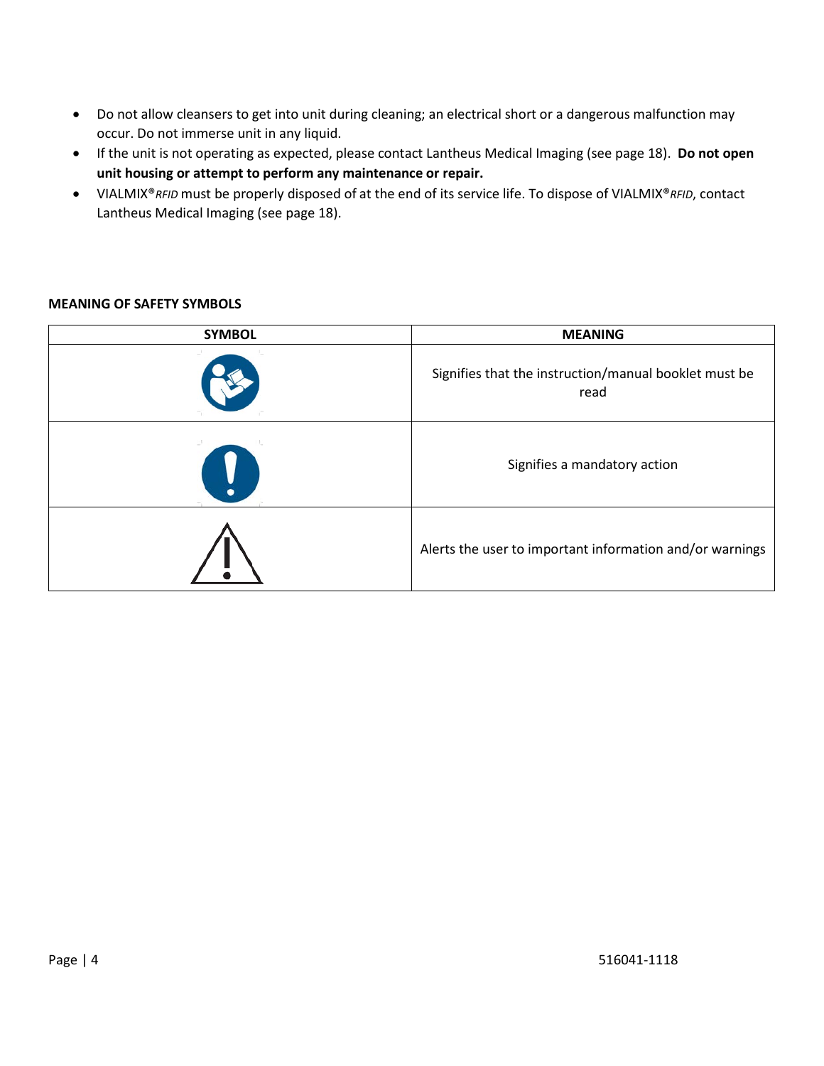- Do not allow cleansers to get into unit during cleaning; an electrical short or a dangerous malfunction may occur. Do not immerse unit in any liquid.
- If the unit is not operating as expected, please contact Lantheus Medical Imaging (see page 18). **Do not open unit housing or attempt to perform any maintenance or repair.**
- VIALMIX®*RFID* must be properly disposed of at the end of its service life. To dispose of VIALMIX®*RFID*, contact Lantheus Medical Imaging (see page 18).

**MEANING OF SAFETY SYMBOLS**

| SYMBOL | MEANING |
| --- | --- |
| | Signifies that the instruction/manual booklet must be read |
| | Signifies a mandatory action |
| | Alerts the user to important information and/or warnings |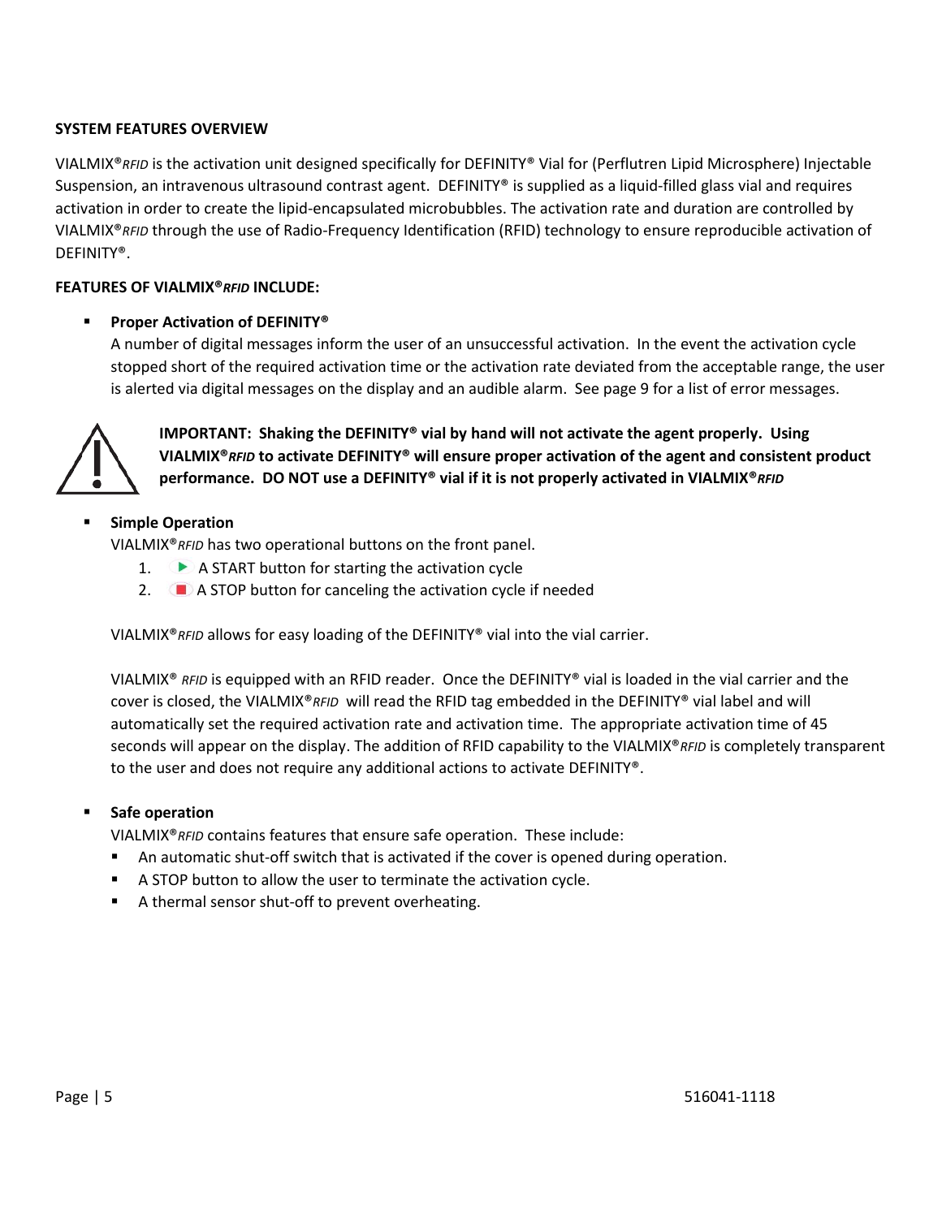**SYSTEM FEATURES OVERVIEW**

VIALMIX®*RFID* is the activation unit designed specifically for DEFINITY® Vial for (Perflutren Lipid Microsphere) Injectable Suspension, an intravenous ultrasound contrast agent. DEFINITY® is supplied as a liquid-filled glass vial and requires activation in order to create the lipid-encapsulated microbubbles. The activation rate and duration are controlled by VIALMIX®*RFID* through the use of Radio-Frequency Identification (RFID) technology to ensure reproducible activation of DEFINITY®.

**FEATURES OF VIALMIX®*RFID* INCLUDE:**

- **Proper Activation of DEFINITY®**
  A number of digital messages inform the user of an unsuccessful activation. In the event the activation cycle stopped short of the required activation time or the activation rate deviated from the acceptable range, the user is alerted via digital messages on the display and an audible alarm. See page 9 for a list of error messages.

**IMPORTANT: Shaking the DEFINITY® vial by hand will not activate the agent properly. Using VIALMIX®*RFID* to activate DEFINITY® will ensure proper activation of the agent and consistent product performance. DO NOT use a DEFINITY® vial if it is not properly activated in VIALMIX®*RFID***

- **Simple Operation**
  VIALMIX®*RFID* has two operational buttons on the front panel.
  1. ▶ A START button for starting the activation cycle
  2. ■ A STOP button for canceling the activation cycle if needed

  VIALMIX®*RFID* allows for easy loading of the DEFINITY® vial into the vial carrier.

  VIALMIX® *RFID* is equipped with an RFID reader. Once the DEFINITY® vial is loaded in the vial carrier and the cover is closed, the VIALMIX®*RFID* will read the RFID tag embedded in the DEFINITY® vial label and will automatically set the required activation rate and activation time. The appropriate activation time of 45 seconds will appear on the display. The addition of RFID capability to the VIALMIX®*RFID* is completely transparent to the user and does not require any additional actions to activate DEFINITY®.

- **Safe operation**
  VIALMIX®*RFID* contains features that ensure safe operation. These include:
  - An automatic shut-off switch that is activated if the cover is opened during operation.
  - A STOP button to allow the user to terminate the activation cycle.
  - A thermal sensor shut-off to prevent overheating.

516041-1118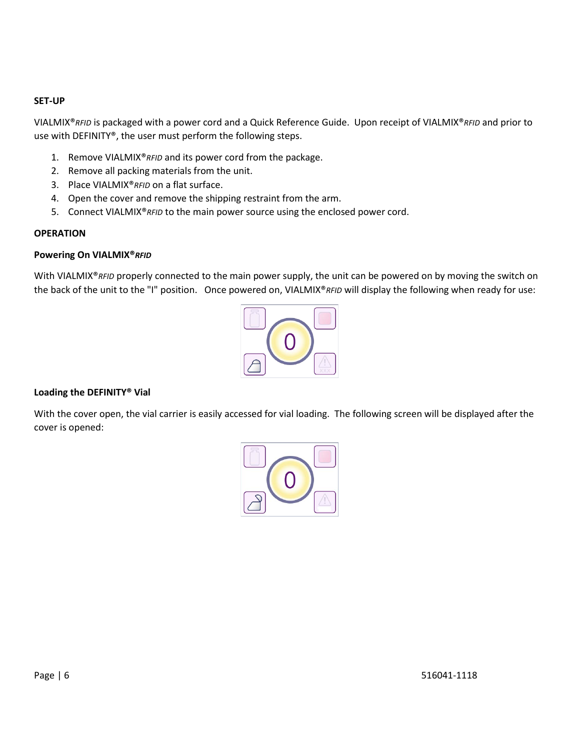**SET-UP**

VIALMIX®*RFID* is packaged with a power cord and a Quick Reference Guide. Upon receipt of VIALMIX®*RFID* and prior to use with DEFINITY®, the user must perform the following steps.

1. Remove VIALMIX®*RFID* and its power cord from the package.
2. Remove all packing materials from the unit.
3. Place VIALMIX®*RFID* on a flat surface.
4. Open the cover and remove the shipping restraint from the arm.
5. Connect VIALMIX®*RFID* to the main power source using the enclosed power cord.

**OPERATION**

**Powering On VIALMIX®*RFID***

With VIALMIX®*RFID* properly connected to the main power supply, the unit can be powered on by moving the switch on the back of the unit to the "I" position. Once powered on, VIALMIX®*RFID* will display the following when ready for use:

**Loading the DEFINITY® Vial**

With the cover open, the vial carrier is easily accessed for vial loading. The following screen will be displayed after the cover is opened: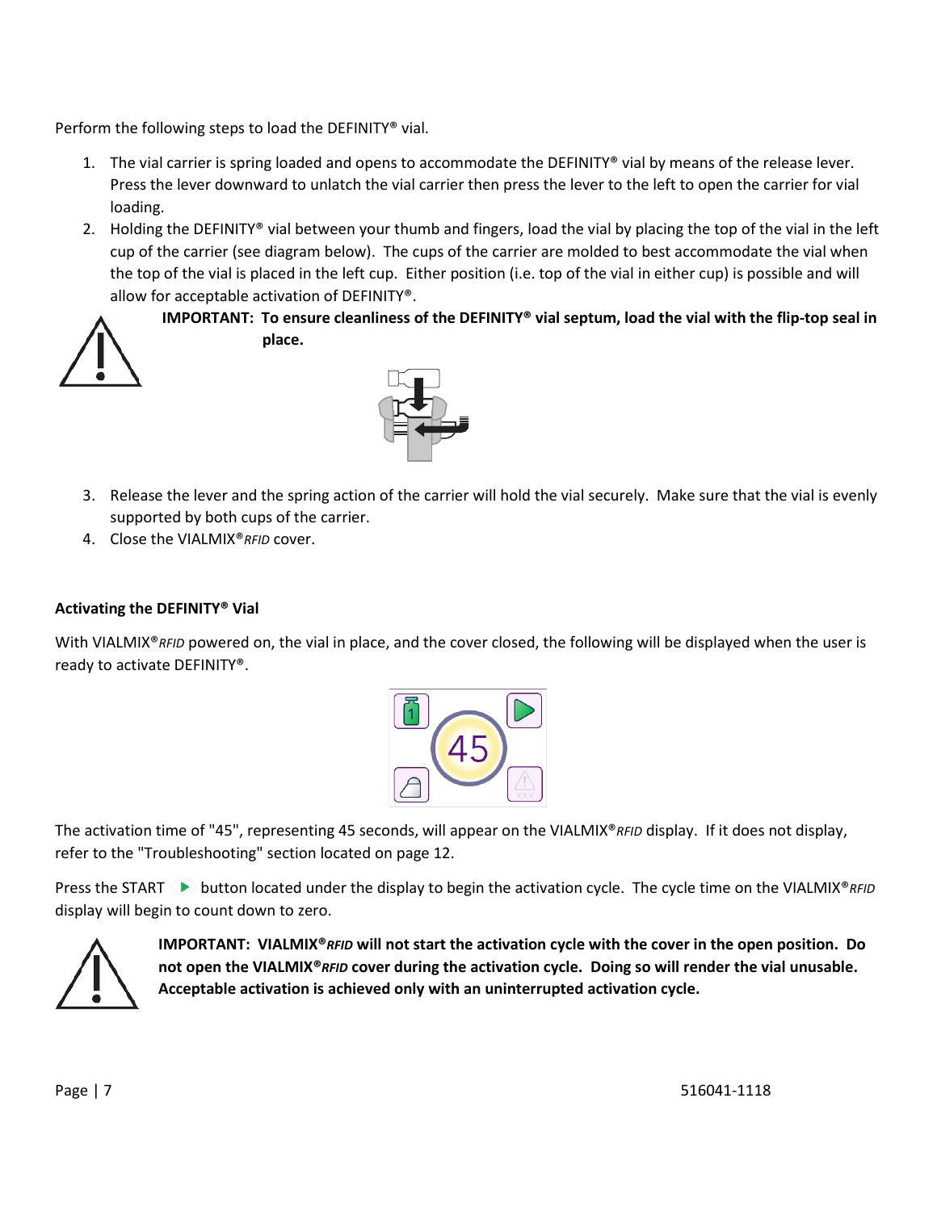Perform the following steps to load the DEFINITY® vial.

1. The vial carrier is spring loaded and opens to accommodate the DEFINITY® vial by means of the release lever. Press the lever downward to unlatch the vial carrier then press the lever to the left to open the carrier for vial loading.
2. Holding the DEFINITY® vial between your thumb and fingers, load the vial by placing the top of the vial in the left cup of the carrier (see diagram below). The cups of the carrier are molded to best accommodate the vial when the top of the vial is placed in the left cup. Either position (i.e. top of the vial in either cup) is possible and will allow for acceptable activation of DEFINITY®.

**IMPORTANT: To ensure cleanliness of the DEFINITY® vial septum, load the vial with the flip-top seal in place.**

3. Release the lever and the spring action of the carrier will hold the vial securely. Make sure that the vial is evenly supported by both cups of the carrier.
4. Close the VIALMIX®*RFID* cover.

### Activating the DEFINITY® Vial

With VIALMIX®*RFID* powered on, the vial in place, and the cover closed, the following will be displayed when the user is ready to activate DEFINITY®.

The activation time of "45", representing 45 seconds, will appear on the VIALMIX®*RFID* display. If it does not display, refer to the "Troubleshooting" section located on page 12.

Press the START button located under the display to begin the activation cycle. The cycle time on the VIALMIX®*RFID* display will begin to count down to zero.

**IMPORTANT: VIALMIX®*RFID* will not start the activation cycle with the cover in the open position. Do not open the VIALMIX®*RFID* cover during the activation cycle. Doing so will render the vial unusable. Acceptable activation is achieved only with an uninterrupted activation cycle.**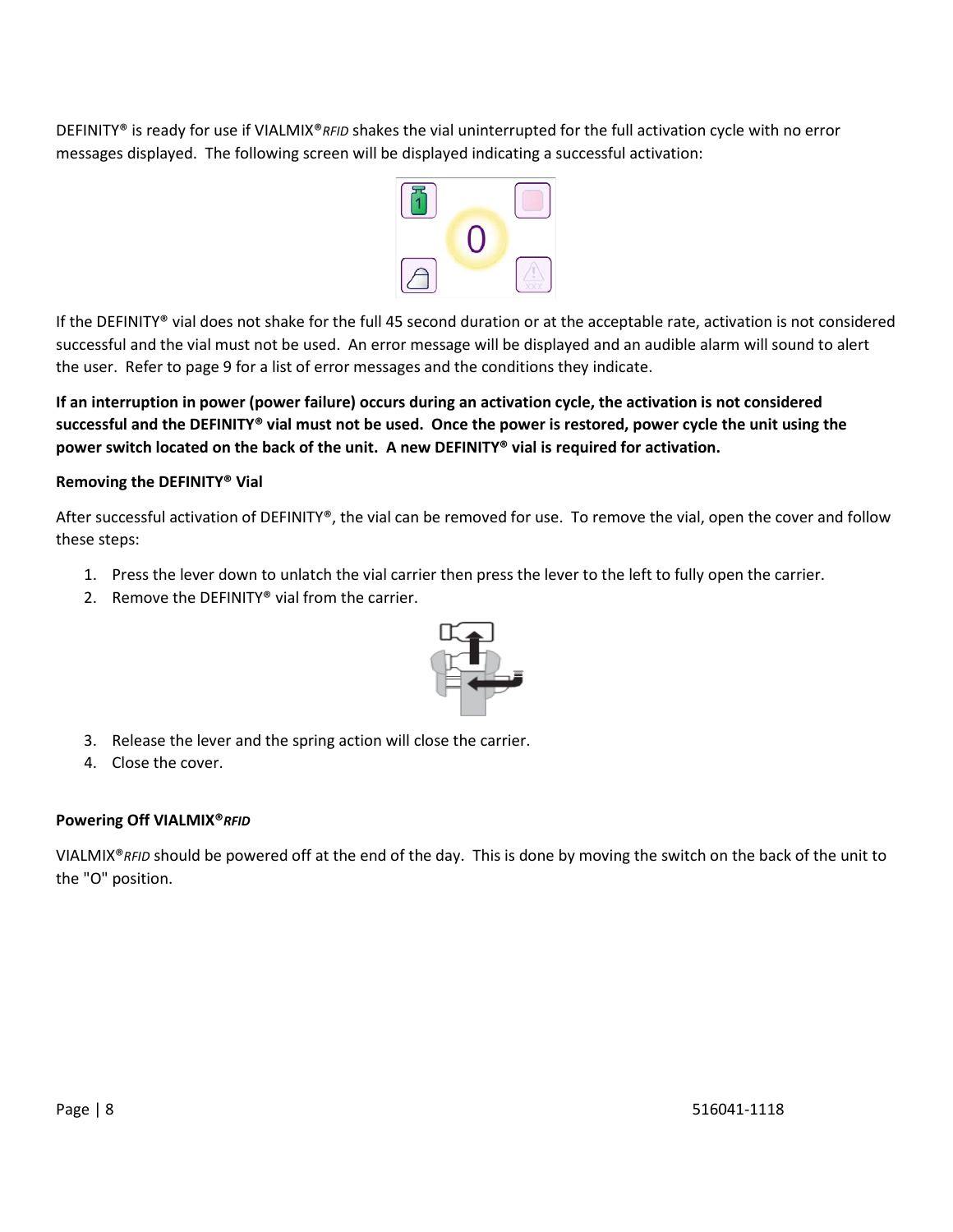DEFINITY® is ready for use if VIALMIX®*RFID* shakes the vial uninterrupted for the full activation cycle with no error messages displayed. The following screen will be displayed indicating a successful activation:

If the DEFINITY® vial does not shake for the full 45 second duration or at the acceptable rate, activation is not considered successful and the vial must not be used. An error message will be displayed and an audible alarm will sound to alert the user. Refer to page 9 for a list of error messages and the conditions they indicate.

**If an interruption in power (power failure) occurs during an activation cycle, the activation is not considered successful and the DEFINITY® vial must not be used. Once the power is restored, power cycle the unit using the power switch located on the back of the unit. A new DEFINITY® vial is required for activation.**

**Removing the DEFINITY® Vial**

After successful activation of DEFINITY®, the vial can be removed for use. To remove the vial, open the cover and follow these steps:

1. Press the lever down to unlatch the vial carrier then press the lever to the left to fully open the carrier.
2. Remove the DEFINITY® vial from the carrier.
3. Release the lever and the spring action will close the carrier.
4. Close the cover.

**Powering Off VIALMIX®*RFID***

VIALMIX®*RFID* should be powered off at the end of the day. This is done by moving the switch on the back of the unit to the "O" position.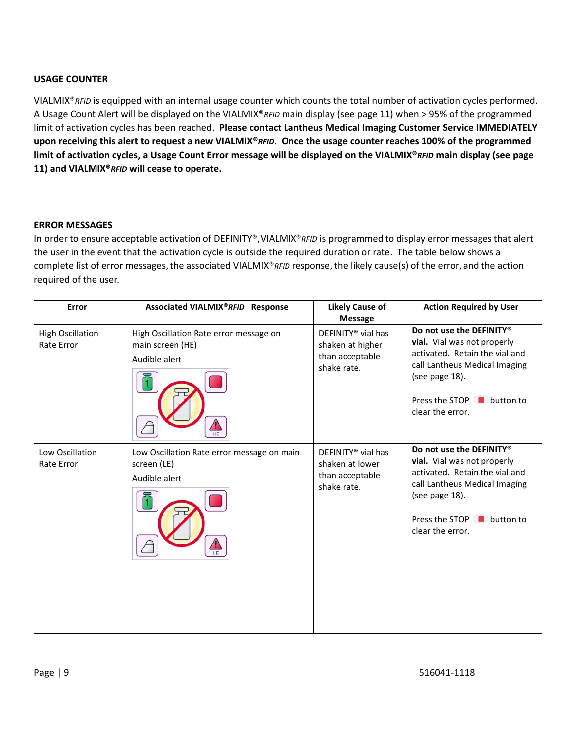### USAGE COUNTER

VIALMIX®*RFID* is equipped with an internal usage counter which counts the total number of activation cycles performed. A Usage Count Alert will be displayed on the VIALMIX®*RFID* main display (see page 11) when > 95% of the programmed limit of activation cycles has been reached. **Please contact Lantheus Medical Imaging Customer Service IMMEDIATELY upon receiving this alert to request a new VIALMIX®*RFID*. Once the usage counter reaches 100% of the programmed limit of activation cycles, a Usage Count Error message will be displayed on the VIALMIX®*RFID* main display (see page 11) and VIALMIX®*RFID* will cease to operate.**

### ERROR MESSAGES

In order to ensure acceptable activation of DEFINITY®, VIALMIX®*RFID* is programmed to display error messages that alert the user in the event that the activation cycle is outside the required duration or rate. The table below shows a complete list of error messages, the associated VIALMIX®*RFID* response, the likely cause(s) of the error, and the action required of the user.

| Error | Associated VIALMIX®*RFID* Response | Likely Cause of Message | Action Required by User |
|---|---|---|---|
| High Oscillation Rate Error | High Oscillation Rate error message on main screen (HE)<br><br>Audible alert | DEFINITY® vial has shaken at higher than acceptable shake rate. | **Do not use the DEFINITY® vial.** Vial was not properly activated. Retain the vial and call Lantheus Medical Imaging (see page 18).<br><br>Press the STOP button to clear the error. |
| Low Oscillation Rate Error | Low Oscillation Rate error message on main screen (LE)<br><br>Audible alert | DEFINITY® vial has shaken at lower than acceptable shake rate. | **Do not use the DEFINITY® vial.** Vial was not properly activated. Retain the vial and call Lantheus Medical Imaging (see page 18).<br><br>Press the STOP button to clear the error. |

516041-1118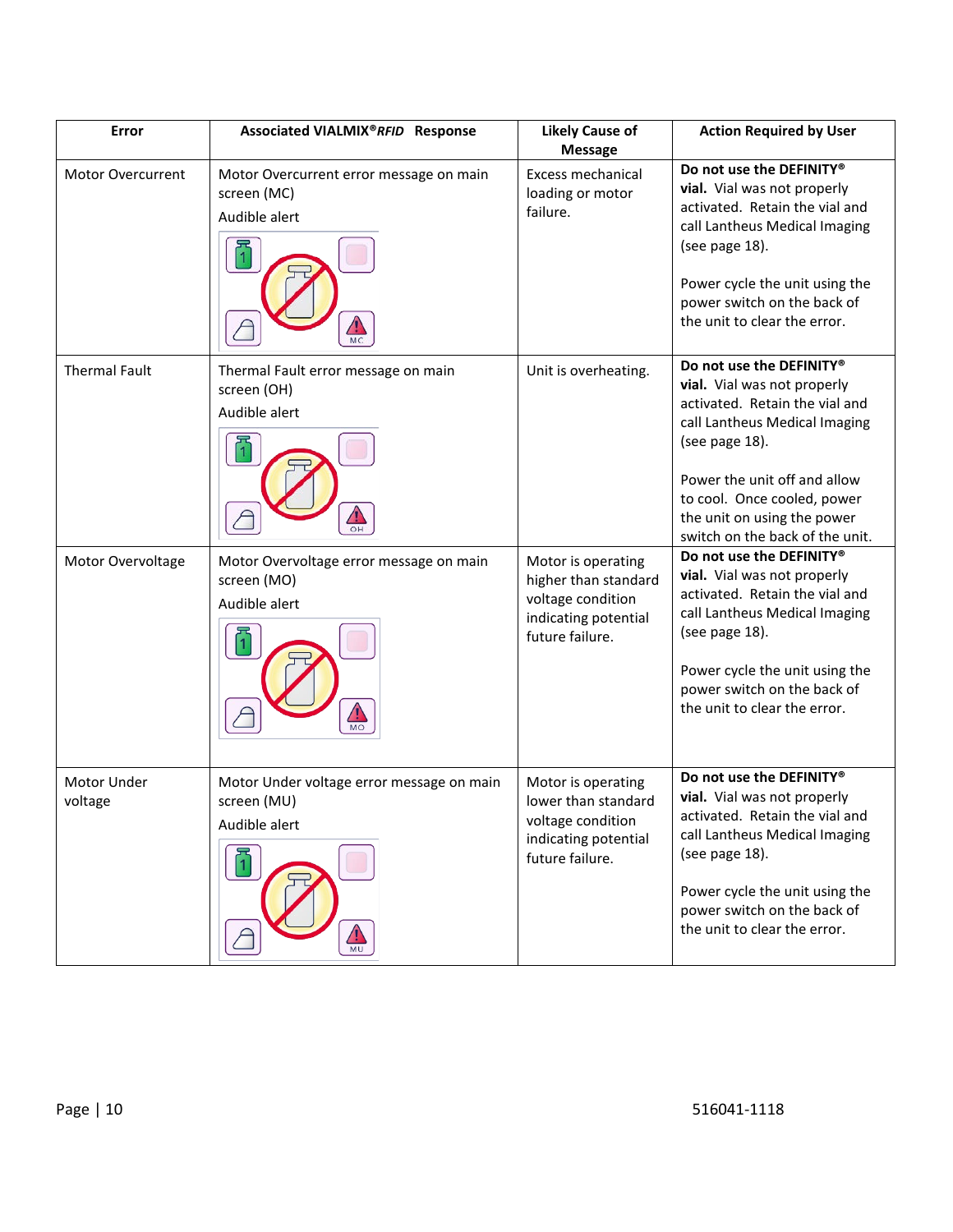| Error | Associated VIALMIX®*RFID* Response | Likely Cause of Message | Action Required by User |
|---|---|---|---|
| Motor Overcurrent | Motor Overcurrent error message on main screen (MC)<br>Audible alert | Excess mechanical loading or motor failure. | **Do not use the DEFINITY® vial.** Vial was not properly activated. Retain the vial and call Lantheus Medical Imaging (see page 18).<br><br>Power cycle the unit using the power switch on the back of the unit to clear the error. |
| Thermal Fault | Thermal Fault error message on main screen (OH)<br>Audible alert | Unit is overheating. | **Do not use the DEFINITY® vial.** Vial was not properly activated. Retain the vial and call Lantheus Medical Imaging (see page 18).<br><br>Power the unit off and allow to cool. Once cooled, power the unit on using the power switch on the back of the unit. |
| Motor Overvoltage | Motor Overvoltage error message on main screen (MO)<br>Audible alert | Motor is operating higher than standard voltage condition indicating potential future failure. | **Do not use the DEFINITY® vial.** Vial was not properly activated. Retain the vial and call Lantheus Medical Imaging (see page 18).<br><br>Power cycle the unit using the power switch on the back of the unit to clear the error. |
| Motor Under voltage | Motor Under voltage error message on main screen (MU)<br>Audible alert | Motor is operating lower than standard voltage condition indicating potential future failure. | **Do not use the DEFINITY® vial.** Vial was not properly activated. Retain the vial and call Lantheus Medical Imaging (see page 18).<br><br>Power cycle the unit using the power switch on the back of the unit to clear the error. |

516041-1118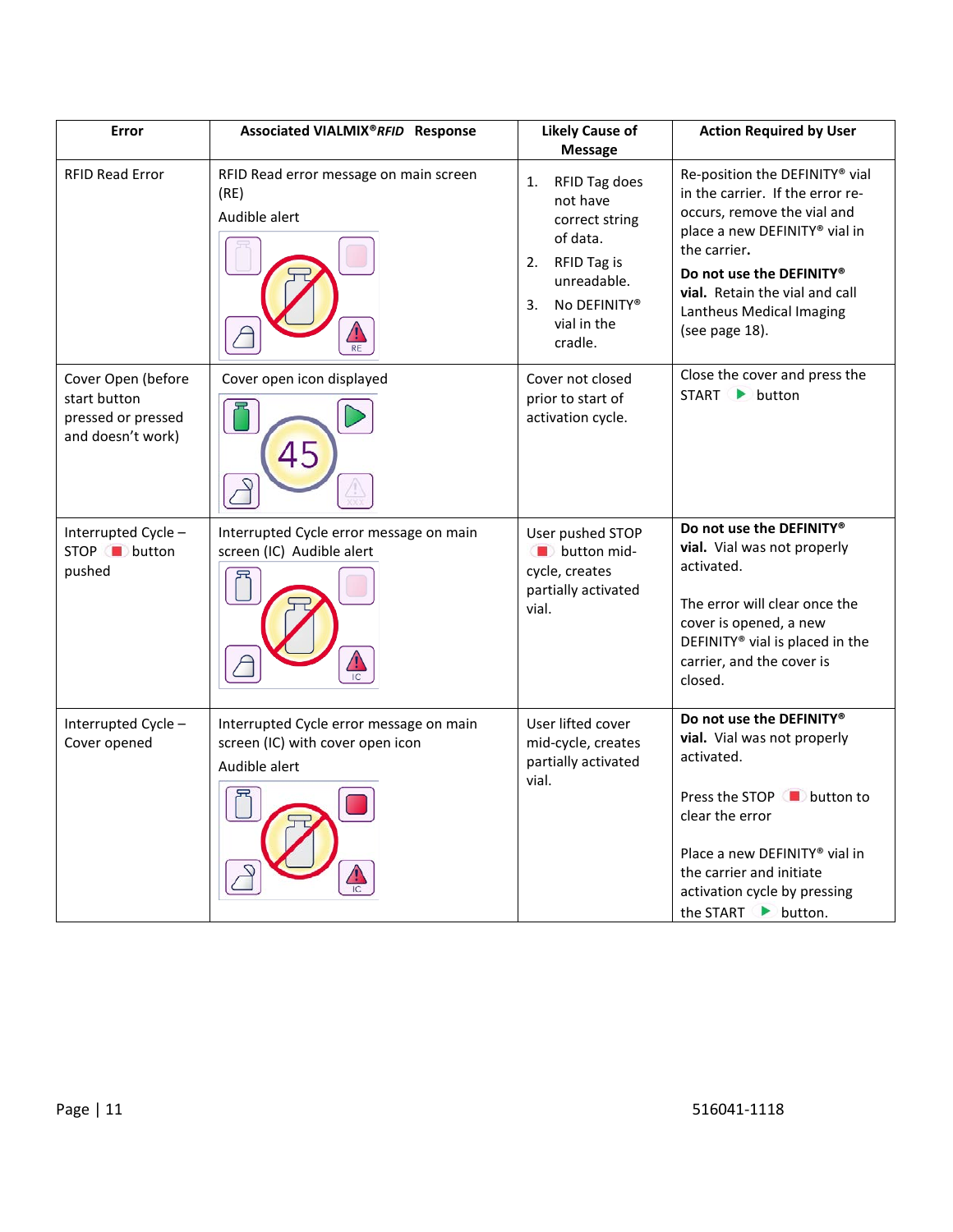| Error | Associated VIALMIX®*RFID* Response | Likely Cause of Message | Action Required by User |
| --- | --- | --- | --- |
| RFID Read Error | RFID Read error message on main screen (RE)<br>Audible alert | 1. RFID Tag does not have correct string of data.<br>2. RFID Tag is unreadable.<br>3. No DEFINITY® vial in the cradle. | Re-position the DEFINITY® vial in the carrier. If the error re-occurs, remove the vial and place a new DEFINITY® vial in the carrier.<br>**Do not use the DEFINITY® vial.** Retain the vial and call Lantheus Medical Imaging (see page 18). |
| Cover Open (before start button pressed or pressed and doesn't work) | Cover open icon displayed | Cover not closed prior to start of activation cycle. | Close the cover and press the START button |
| Interrupted Cycle – STOP button pushed | Interrupted Cycle error message on main screen (IC) Audible alert | User pushed STOP button mid-cycle, creates partially activated vial. | **Do not use the DEFINITY® vial.** Vial was not properly activated.<br><br>The error will clear once the cover is opened, a new DEFINITY® vial is placed in the carrier, and the cover is closed. |
| Interrupted Cycle – Cover opened | Interrupted Cycle error message on main screen (IC) with cover open icon<br>Audible alert | User lifted cover mid-cycle, creates partially activated vial. | **Do not use the DEFINITY® vial.** Vial was not properly activated.<br><br>Press the STOP button to clear the error<br><br>Place a new DEFINITY® vial in the carrier and initiate activation cycle by pressing the START button. |

516041-1118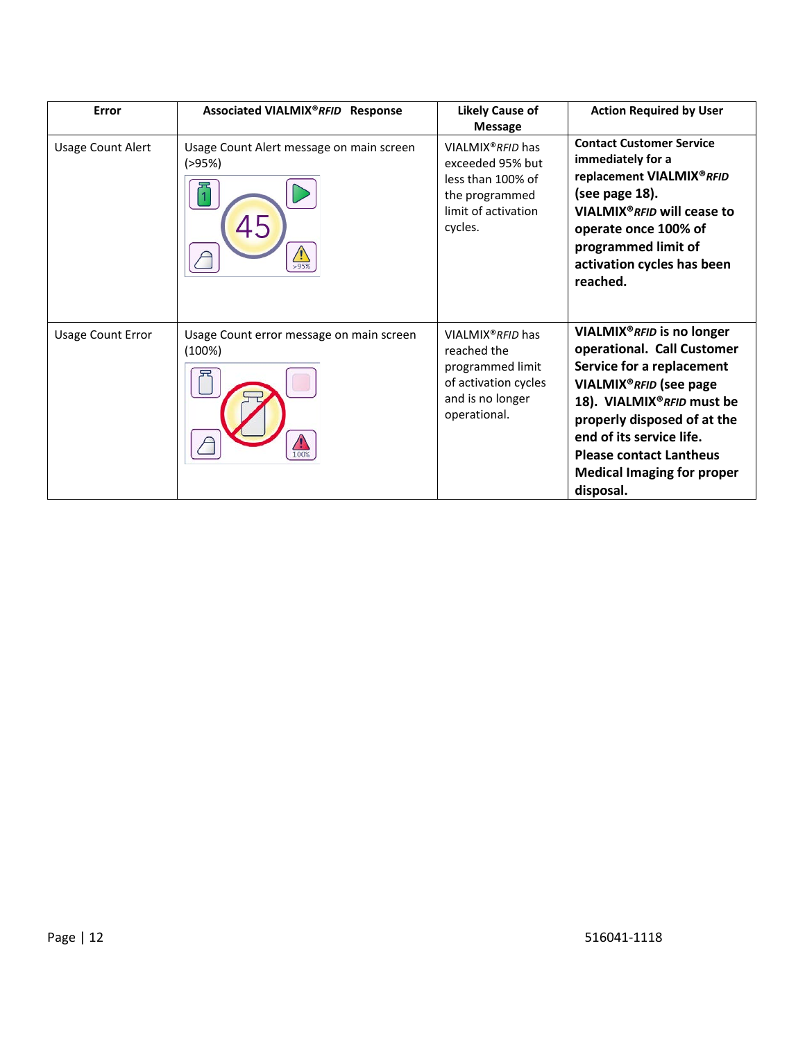| Error | Associated VIALMIX®*RFID* Response | Likely Cause of Message | Action Required by User |
|---|---|---|---|
| Usage Count Alert | Usage Count Alert message on main screen (>95%) | VIALMIX®*RFID* has exceeded 95% but less than 100% of the programmed limit of activation cycles. | **Contact Customer Service immediately for a replacement VIALMIX®*RFID* (see page 18). VIALMIX®*RFID* will cease to operate once 100% of programmed limit of activation cycles has been reached.** |
| Usage Count Error | Usage Count error message on main screen (100%) | VIALMIX®*RFID* has reached the programmed limit of activation cycles and is no longer operational. | **VIALMIX®*RFID* is no longer operational. Call Customer Service for a replacement VIALMIX®*RFID* (see page 18). VIALMIX®*RFID* must be properly disposed of at the end of its service life. Please contact Lantheus Medical Imaging for proper disposal.** |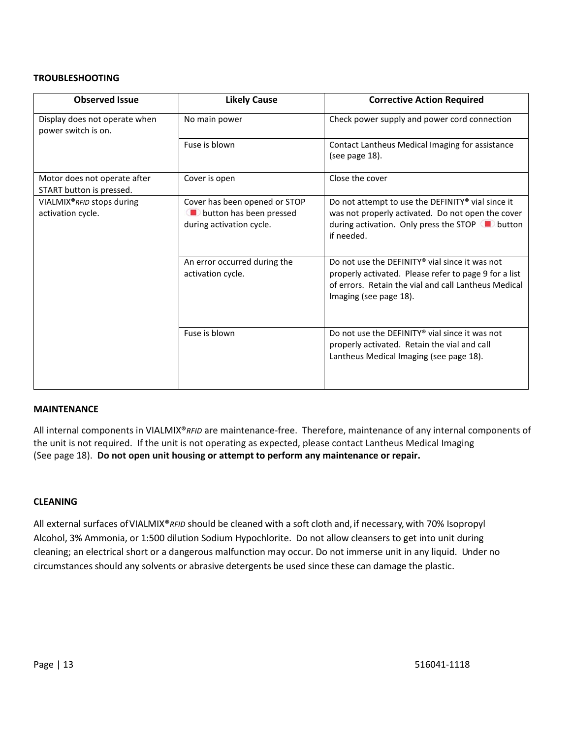## TROUBLESHOOTING

| Observed Issue | Likely Cause | Corrective Action Required |
| --- | --- | --- |
| Display does not operate when power switch is on. | No main power | Check power supply and power cord connection |
| | Fuse is blown | Contact Lantheus Medical Imaging for assistance (see page 18). |
| Motor does not operate after START button is pressed. | Cover is open | Close the cover |
| VIALMIX®*RFID* stops during activation cycle. | Cover has been opened or STOP button has been pressed during activation cycle. | Do not attempt to use the DEFINITY® vial since it was not properly activated. Do not open the cover during activation. Only press the STOP button if needed. |
| | An error occurred during the activation cycle. | Do not use the DEFINITY® vial since it was not properly activated. Please refer to page 9 for a list of errors. Retain the vial and call Lantheus Medical Imaging (see page 18). |
| | Fuse is blown | Do not use the DEFINITY® vial since it was not properly activated. Retain the vial and call Lantheus Medical Imaging (see page 18). |

## MAINTENANCE

All internal components in VIALMIX®*RFID* are maintenance-free. Therefore, maintenance of any internal components of the unit is not required. If the unit is not operating as expected, please contact Lantheus Medical Imaging (See page 18). **Do not open unit housing or attempt to perform any maintenance or repair.**

## CLEANING

All external surfaces of VIALMIX®*RFID* should be cleaned with a soft cloth and, if necessary, with 70% Isopropyl Alcohol, 3% Ammonia, or 1:500 dilution Sodium Hypochlorite. Do not allow cleansers to get into unit during cleaning; an electrical short or a dangerous malfunction may occur. Do not immerse unit in any liquid. Under no circumstances should any solvents or abrasive detergents be used since these can damage the plastic.

516041-1118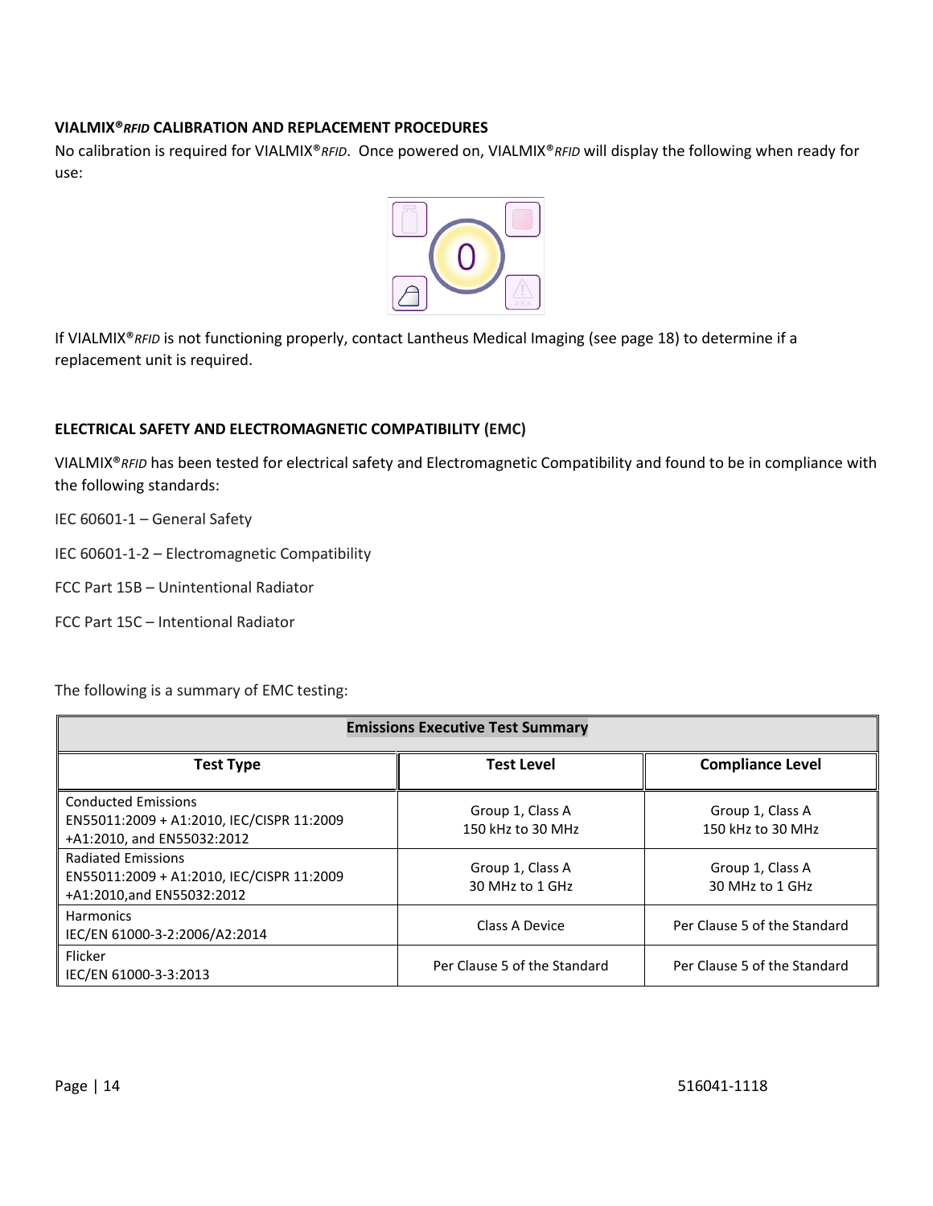**VIALMIX®*RFID* CALIBRATION AND REPLACEMENT PROCEDURES**

No calibration is required for VIALMIX®*RFID*. Once powered on, VIALMIX®*RFID* will display the following when ready for use:

If VIALMIX®*RFID* is not functioning properly, contact Lantheus Medical Imaging (see page 18) to determine if a replacement unit is required.

**ELECTRICAL SAFETY AND ELECTROMAGNETIC COMPATIBILITY (EMC)**

VIALMIX®*RFID* has been tested for electrical safety and Electromagnetic Compatibility and found to be in compliance with the following standards:

IEC 60601-1 – General Safety

IEC 60601-1-2 – Electromagnetic Compatibility

FCC Part 15B – Unintentional Radiator

FCC Part 15C – Intentional Radiator

The following is a summary of EMC testing:

| **Emissions Executive Test Summary** | | |
|---|---|---|
| **Test Type** | **Test Level** | **Compliance Level** |
| Conducted Emissions<br>EN55011:2009 + A1:2010, IEC/CISPR 11:2009 +A1:2010, and EN55032:2012 | Group 1, Class A<br>150 kHz to 30 MHz | Group 1, Class A<br>150 kHz to 30 MHz |
| Radiated Emissions<br>EN55011:2009 + A1:2010, IEC/CISPR 11:2009 +A1:2010,and EN55032:2012 | Group 1, Class A<br>30 MHz to 1 GHz | Group 1, Class A<br>30 MHz to 1 GHz |
| Harmonics<br>IEC/EN 61000-3-2:2006/A2:2014 | Class A Device | Per Clause 5 of the Standard |
| Flicker<br>IEC/EN 61000-3-3:2013 | Per Clause 5 of the Standard | Per Clause 5 of the Standard |

516041-1118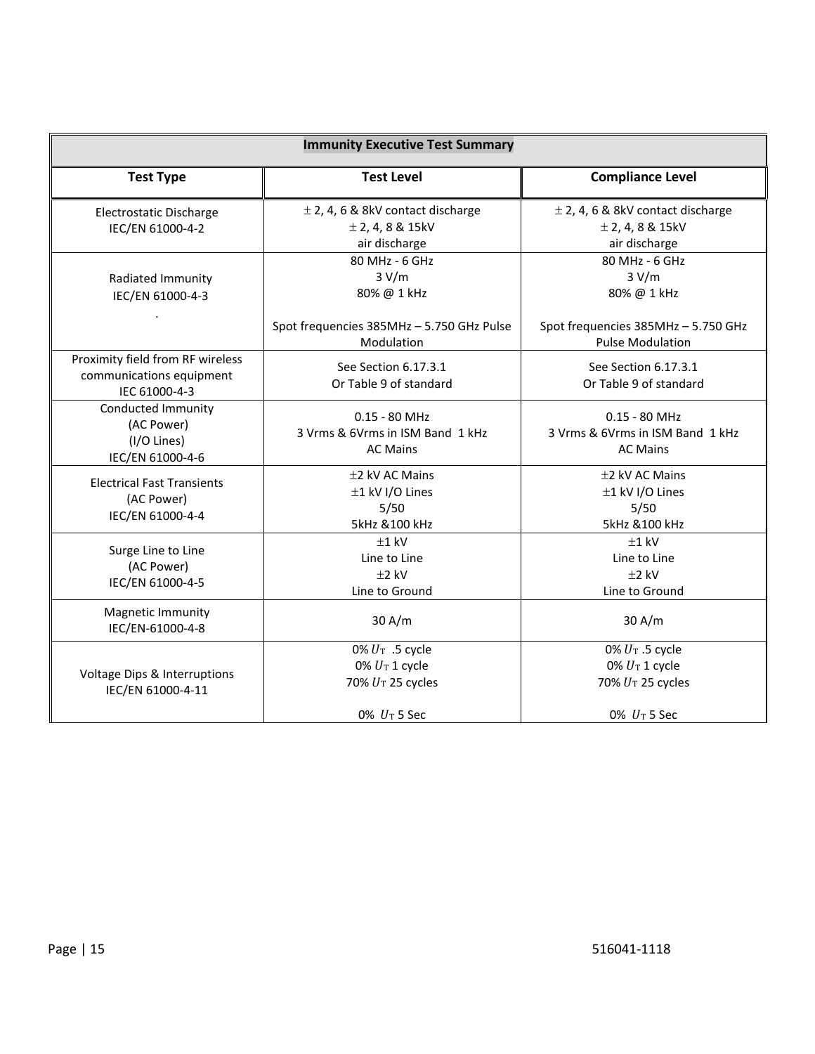| Immunity Executive Test Summary | | |
|---|---|---|
| **Test Type** | **Test Level** | **Compliance Level** |
| Electrostatic Discharge<br>IEC/EN 61000-4-2 | ± 2, 4, 6 & 8kV contact discharge<br>± 2, 4, 8 & 15kV<br>air discharge | ± 2, 4, 6 & 8kV contact discharge<br>± 2, 4, 8 & 15kV<br>air discharge |
| Radiated Immunity<br>IEC/EN 61000-4-3<br>. | 80 MHz - 6 GHz<br>3 V/m<br>80% @ 1 kHz<br><br>Spot frequencies 385MHz – 5.750 GHz Pulse Modulation | 80 MHz - 6 GHz<br>3 V/m<br>80% @ 1 kHz<br><br>Spot frequencies 385MHz – 5.750 GHz Pulse Modulation |
| Proximity field from RF wireless communications equipment<br>IEC 61000-4-3 | See Section 6.17.3.1<br>Or Table 9 of standard | See Section 6.17.3.1<br>Or Table 9 of standard |
| Conducted Immunity<br>(AC Power)<br>(I/O Lines)<br>IEC/EN 61000-4-6 | 0.15 - 80 MHz<br>3 Vrms & 6Vrms in ISM Band 1 kHz<br>AC Mains | 0.15 - 80 MHz<br>3 Vrms & 6Vrms in ISM Band 1 kHz<br>AC Mains |
| Electrical Fast Transients<br>(AC Power)<br>IEC/EN 61000-4-4 | ±2 kV AC Mains<br>±1 kV I/O Lines<br>5/50<br>5kHz &100 kHz | ±2 kV AC Mains<br>±1 kV I/O Lines<br>5/50<br>5kHz &100 kHz |
| Surge Line to Line<br>(AC Power)<br>IEC/EN 61000-4-5 | ±1 kV<br>Line to Line<br>±2 kV<br>Line to Ground | ±1 kV<br>Line to Line<br>±2 kV<br>Line to Ground |
| Magnetic Immunity<br>IEC/EN-61000-4-8 | 30 A/m | 30 A/m |
| Voltage Dips & Interruptions<br>IEC/EN 61000-4-11 | 0% $U_T$ .5 cycle<br>0% $U_T$ 1 cycle<br>70% $U_T$ 25 cycles<br><br>0% $U_T$ 5 Sec | 0% $U_T$ .5 cycle<br>0% $U_T$ 1 cycle<br>70% $U_T$ 25 cycles<br><br>0% $U_T$ 5 Sec |

516041-1118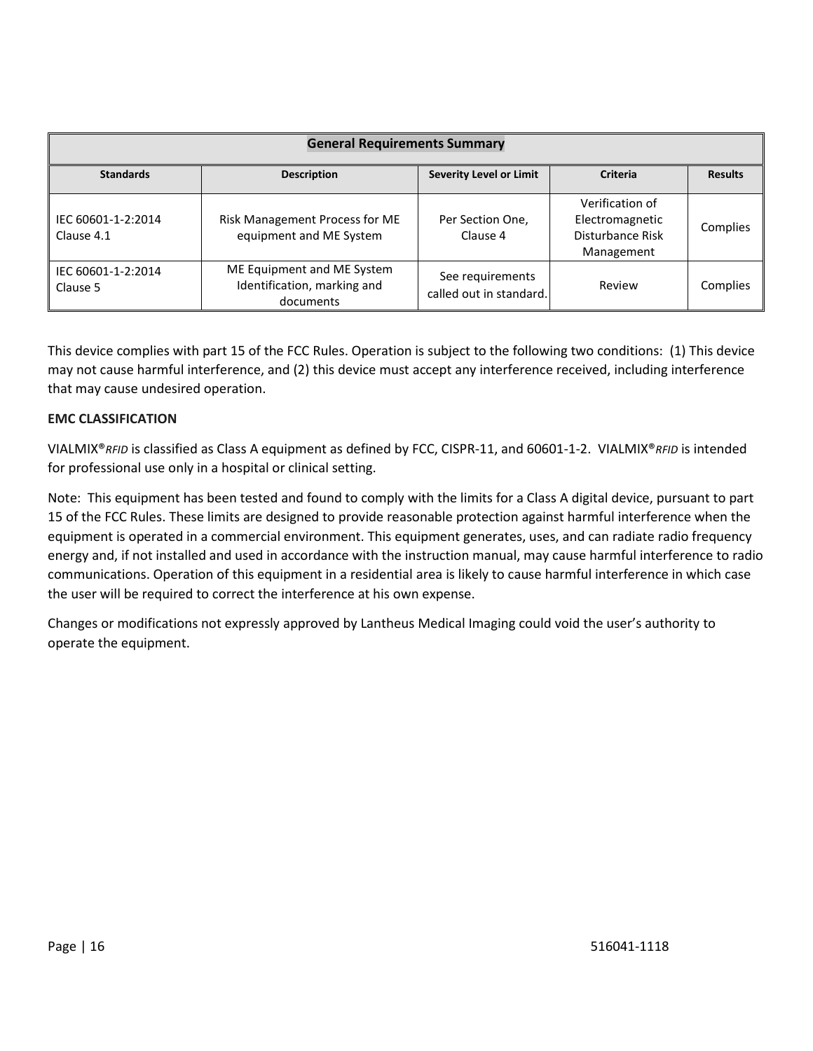| General Requirements Summary | | | | |
|---|---|---|---|---|
| **Standards** | **Description** | **Severity Level or Limit** | **Criteria** | **Results** |
| IEC 60601-1-2:2014 Clause 4.1 | Risk Management Process for ME equipment and ME System | Per Section One, Clause 4 | Verification of Electromagnetic Disturbance Risk Management | Complies |
| IEC 60601-1-2:2014 Clause 5 | ME Equipment and ME System Identification, marking and documents | See requirements called out in standard. | Review | Complies |

This device complies with part 15 of the FCC Rules. Operation is subject to the following two conditions: (1) This device may not cause harmful interference, and (2) this device must accept any interference received, including interference that may cause undesired operation.

**EMC CLASSIFICATION**

VIALMIX®*RFID* is classified as Class A equipment as defined by FCC, CISPR-11, and 60601-1-2. VIALMIX®*RFID* is intended for professional use only in a hospital or clinical setting.

Note: This equipment has been tested and found to comply with the limits for a Class A digital device, pursuant to part 15 of the FCC Rules. These limits are designed to provide reasonable protection against harmful interference when the equipment is operated in a commercial environment. This equipment generates, uses, and can radiate radio frequency energy and, if not installed and used in accordance with the instruction manual, may cause harmful interference to radio communications. Operation of this equipment in a residential area is likely to cause harmful interference in which case the user will be required to correct the interference at his own expense.

Changes or modifications not expressly approved by Lantheus Medical Imaging could void the user's authority to operate the equipment.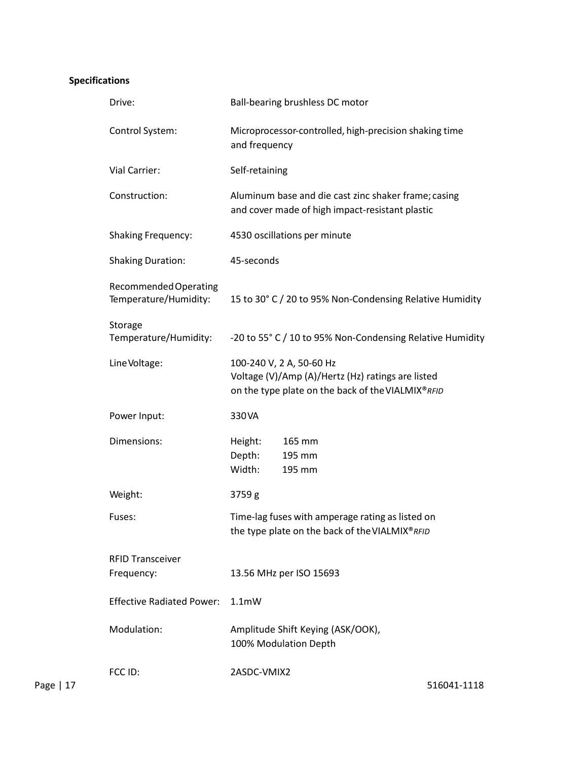## Specifications

| | |
|---|---|
| Drive: | Ball-bearing brushless DC motor |
| Control System: | Microprocessor-controlled, high-precision shaking time and frequency |
| Vial Carrier: | Self-retaining |
| Construction: | Aluminum base and die cast zinc shaker frame; casing and cover made of high impact-resistant plastic |
| Shaking Frequency: | 4530 oscillations per minute |
| Shaking Duration: | 45-seconds |
| Recommended Operating Temperature/Humidity: | 15 to 30° C / 20 to 95% Non-Condensing Relative Humidity |
| Storage Temperature/Humidity: | -20 to 55° C / 10 to 95% Non-Condensing Relative Humidity |
| Line Voltage: | 100-240 V, 2 A, 50-60 Hz<br>Voltage (V)/Amp (A)/Hertz (Hz) ratings are listed on the type plate on the back of the VIALMIX®*RFID* |
| Power Input: | 330 VA |
| Dimensions: | Height: 165 mm<br>Depth: 195 mm<br>Width: 195 mm |
| Weight: | 3759 g |
| Fuses: | Time-lag fuses with amperage rating as listed on the type plate on the back of the VIALMIX®*RFID* |
| RFID Transceiver Frequency: | 13.56 MHz per ISO 15693 |
| Effective Radiated Power: | 1.1mW |
| Modulation: | Amplitude Shift Keying (ASK/OOK), 100% Modulation Depth |
| FCC ID: | 2ASDC-VMIX2 |

516041-1118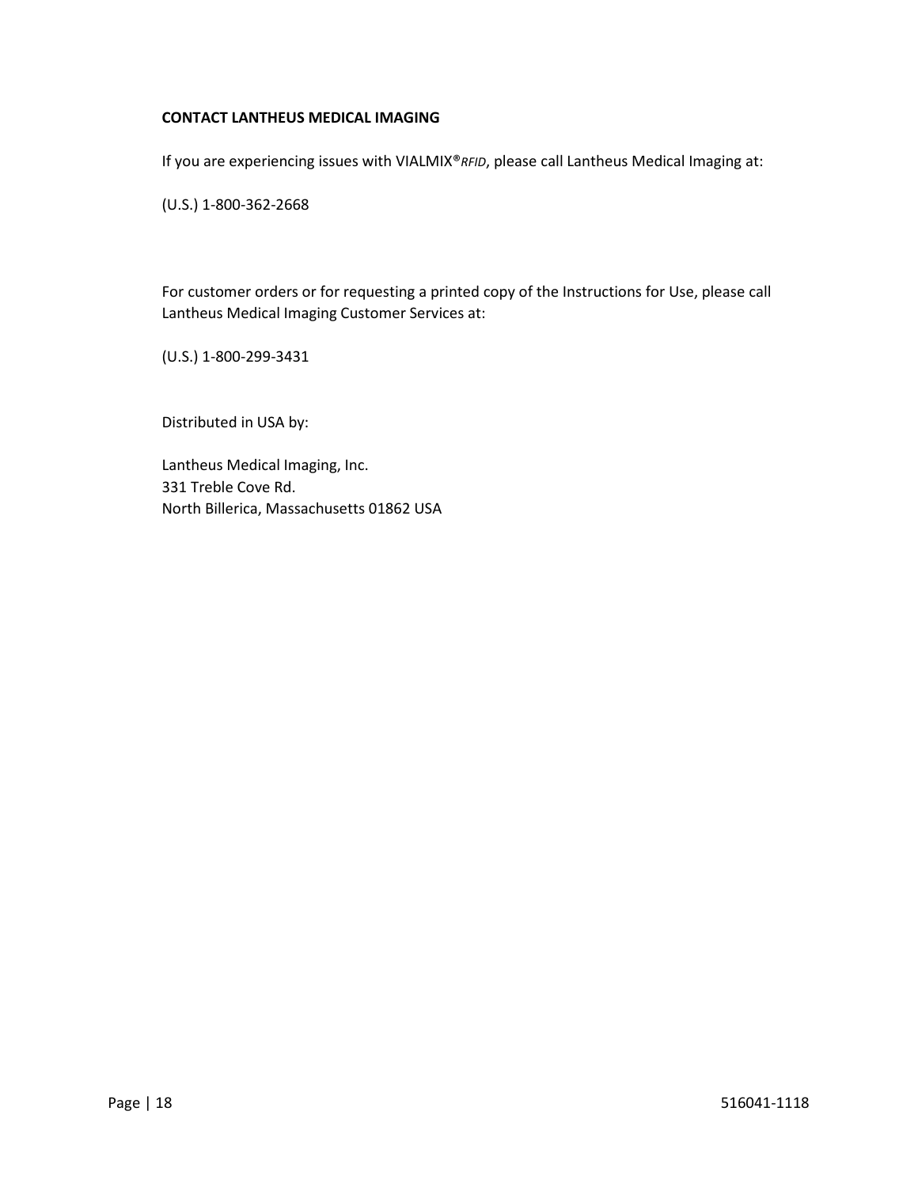**CONTACT LANTHEUS MEDICAL IMAGING**

If you are experiencing issues with VIALMIX®*RFID*, please call Lantheus Medical Imaging at:

(U.S.) 1-800-362-2668

For customer orders or for requesting a printed copy of the Instructions for Use, please call Lantheus Medical Imaging Customer Services at:

(U.S.) 1-800-299-3431

Distributed in USA by:

Lantheus Medical Imaging, Inc.
331 Treble Cove Rd.
North Billerica, Massachusetts 01862 USA

516041-1118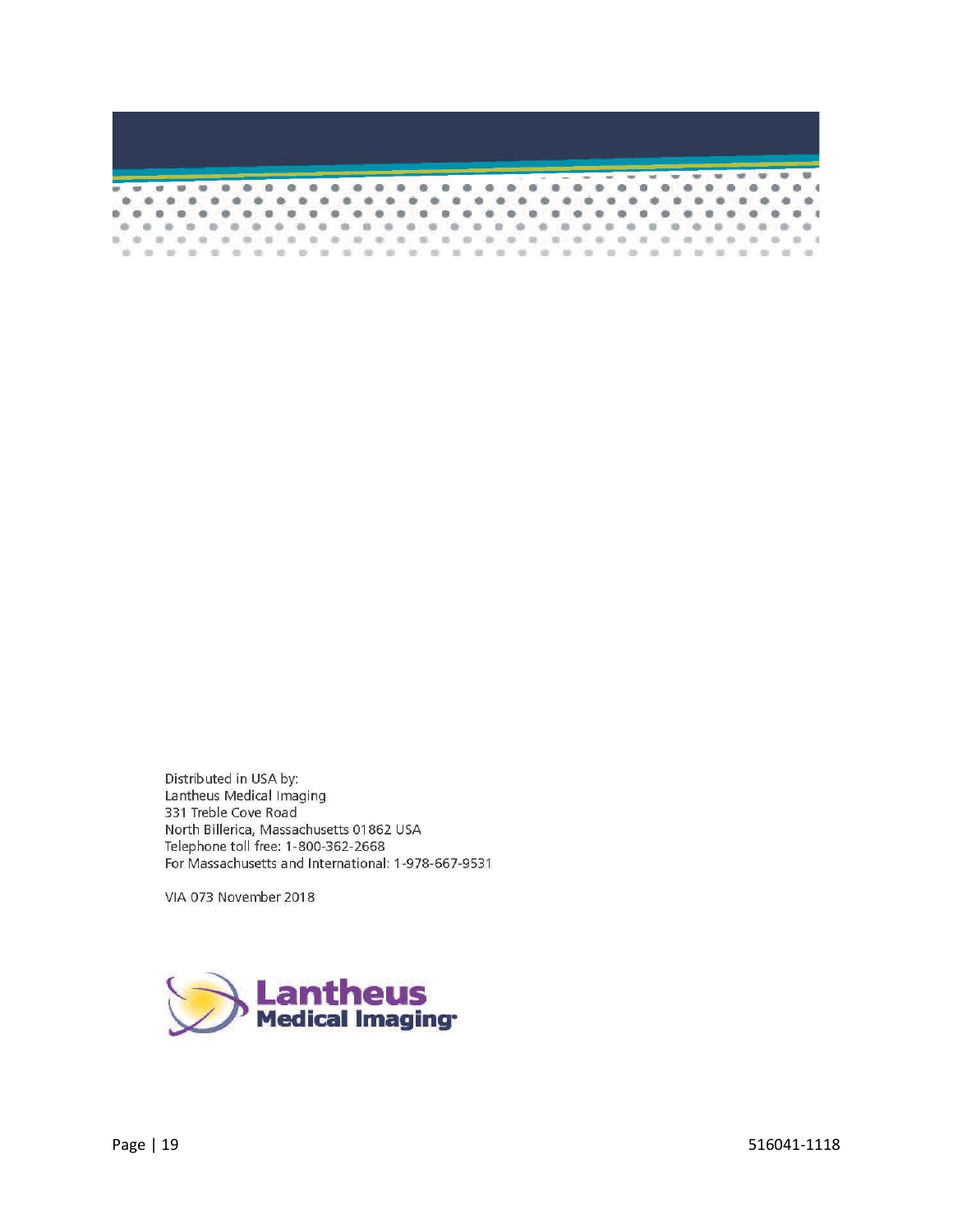Distributed in USA by:
Lantheus Medical Imaging
331 Treble Cove Road
North Billerica, Massachusetts 01862 USA
Telephone toll free: 1-800-362-2668
For Massachusetts and International: 1-978-667-9531

VIA 073 November 2018

516041-1118